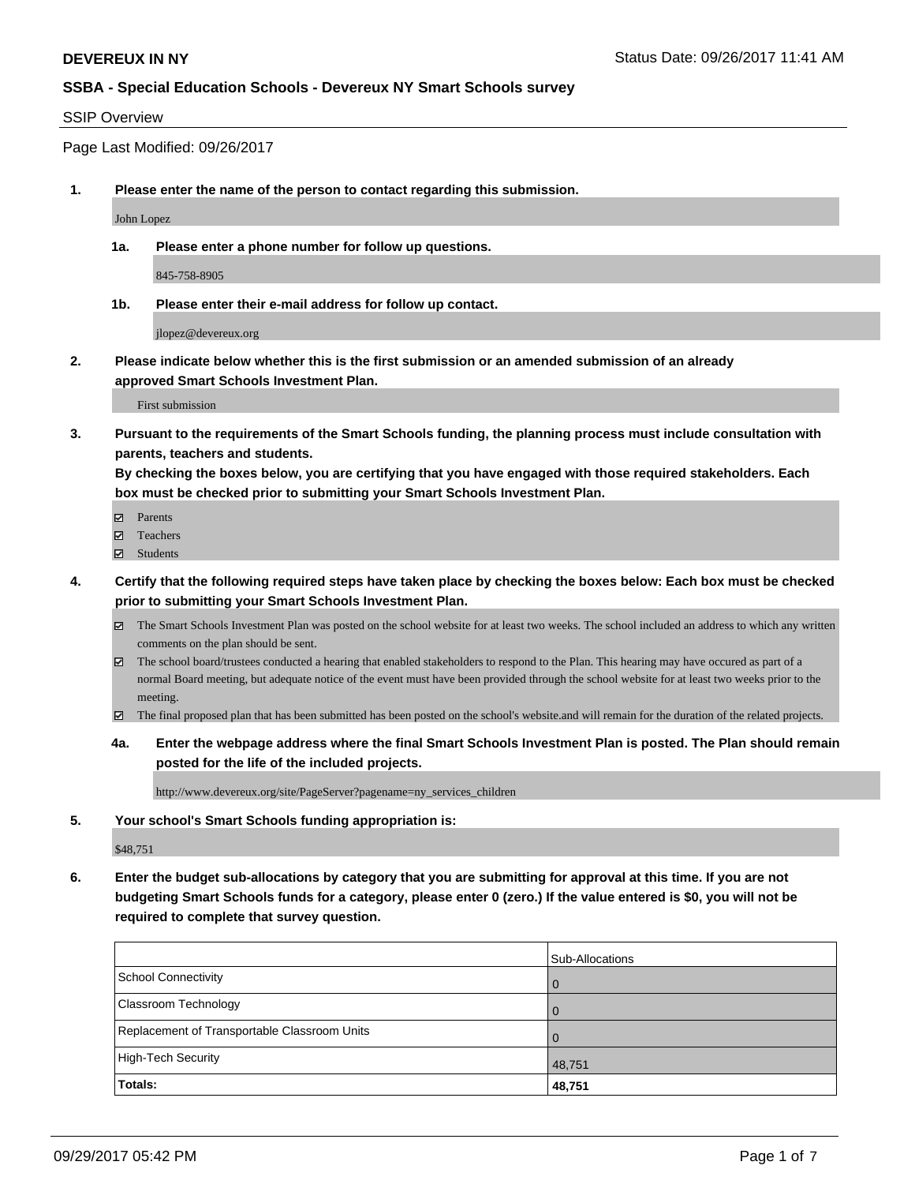**DEVEREUX IN NY** Status Date: 09/26/2017 11:41 AM

**SSBA - Special Education Schools - Devereux NY Smart Schools survey**

SSIP Overview

Page Last Modified: 09/26/2017

**1. Please enter the name of the person to contact regarding this submission.**

John Lopez

**1a. Please enter a phone number for follow up questions.**

845-758-8905

**1b. Please enter their e-mail address for follow up contact.**

jlopez@devereux.org

**2. Please indicate below whether this is the first submission or an amended submission of an already approved Smart Schools Investment Plan.**

First submission

**3. Pursuant to the requirements of the Smart Schools funding, the planning process must include consultation with parents, teachers and students.**
**By checking the boxes below, you are certifying that you have engaged with those required stakeholders. Each box must be checked prior to submitting your Smart Schools Investment Plan.**

- ☑ Parents
- ☑ Teachers
- ☑ Students

**4. Certify that the following required steps have taken place by checking the boxes below: Each box must be checked prior to submitting your Smart Schools Investment Plan.**

- ☑ The Smart Schools Investment Plan was posted on the school website for at least two weeks. The school included an address to which any written comments on the plan should be sent.
- ☑ The school board/trustees conducted a hearing that enabled stakeholders to respond to the Plan. This hearing may have occured as part of a normal Board meeting, but adequate notice of the event must have been provided through the school website for at least two weeks prior to the meeting.
- ☑ The final proposed plan that has been submitted has been posted on the school's website.and will remain for the duration of the related projects.

**4a. Enter the webpage address where the final Smart Schools Investment Plan is posted. The Plan should remain posted for the life of the included projects.**

http://www.devereux.org/site/PageServer?pagename=ny_services_children

**5. Your school's Smart Schools funding appropriation is:**

$48,751

**6. Enter the budget sub-allocations by category that you are submitting for approval at this time. If you are not budgeting Smart Schools funds for a category, please enter 0 (zero.) If the value entered is $0, you will not be required to complete that survey question.**

| | Sub-Allocations |
|---|---|
| School Connectivity | 0 |
| Classroom Technology | 0 |
| Replacement of Transportable Classroom Units | 0 |
| High-Tech Security | 48,751 |
| **Totals:** | **48,751** |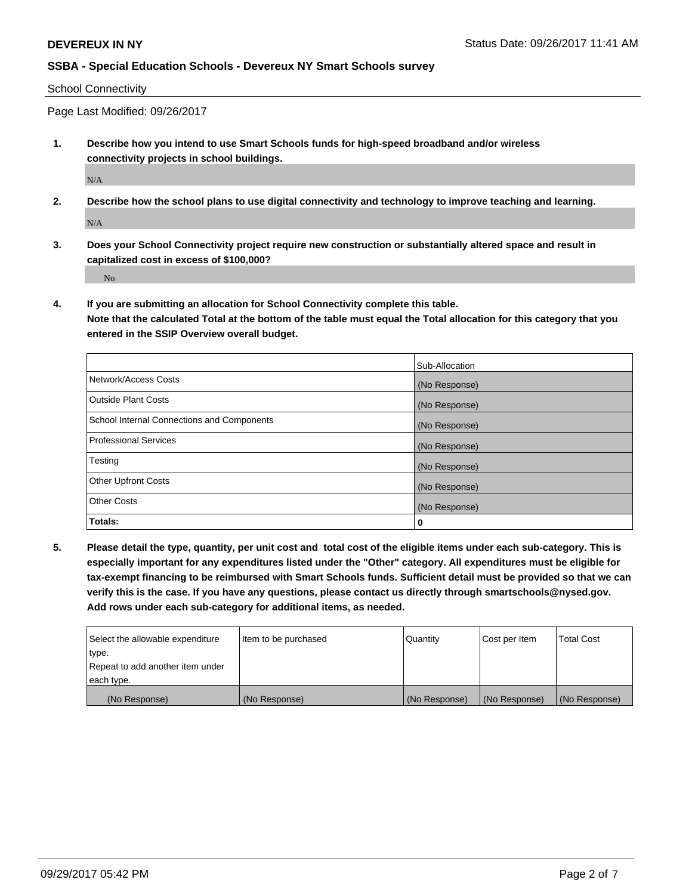## School Connectivity

Page Last Modified: 09/26/2017

**1. Describe how you intend to use Smart Schools funds for high-speed broadband and/or wireless connectivity projects in school buildings.**

N/A

**2. Describe how the school plans to use digital connectivity and technology to improve teaching and learning.**

N/A

**3. Does your School Connectivity project require new construction or substantially altered space and result in capitalized cost in excess of $100,000?**

No

**4. If you are submitting an allocation for School Connectivity complete this table. Note that the calculated Total at the bottom of the table must equal the Total allocation for this category that you entered in the SSIP Overview overall budget.**

| | Sub-Allocation |
|---|---|
| Network/Access Costs | (No Response) |
| Outside Plant Costs | (No Response) |
| School Internal Connections and Components | (No Response) |
| Professional Services | (No Response) |
| Testing | (No Response) |
| Other Upfront Costs | (No Response) |
| Other Costs | (No Response) |
| **Totals:** | **0** |

**5. Please detail the type, quantity, per unit cost and total cost of the eligible items under each sub-category. This is especially important for any expenditures listed under the "Other" category. All expenditures must be eligible for tax-exempt financing to be reimbursed with Smart Schools funds. Sufficient detail must be provided so that we can verify this is the case. If you have any questions, please contact us directly through smartschools@nysed.gov. Add rows under each sub-category for additional items, as needed.**

| Select the allowable expenditure type. Repeat to add another item under each type. | Item to be purchased | Quantity | Cost per Item | Total Cost |
|---|---|---|---|---|
| (No Response) | (No Response) | (No Response) | (No Response) | (No Response) |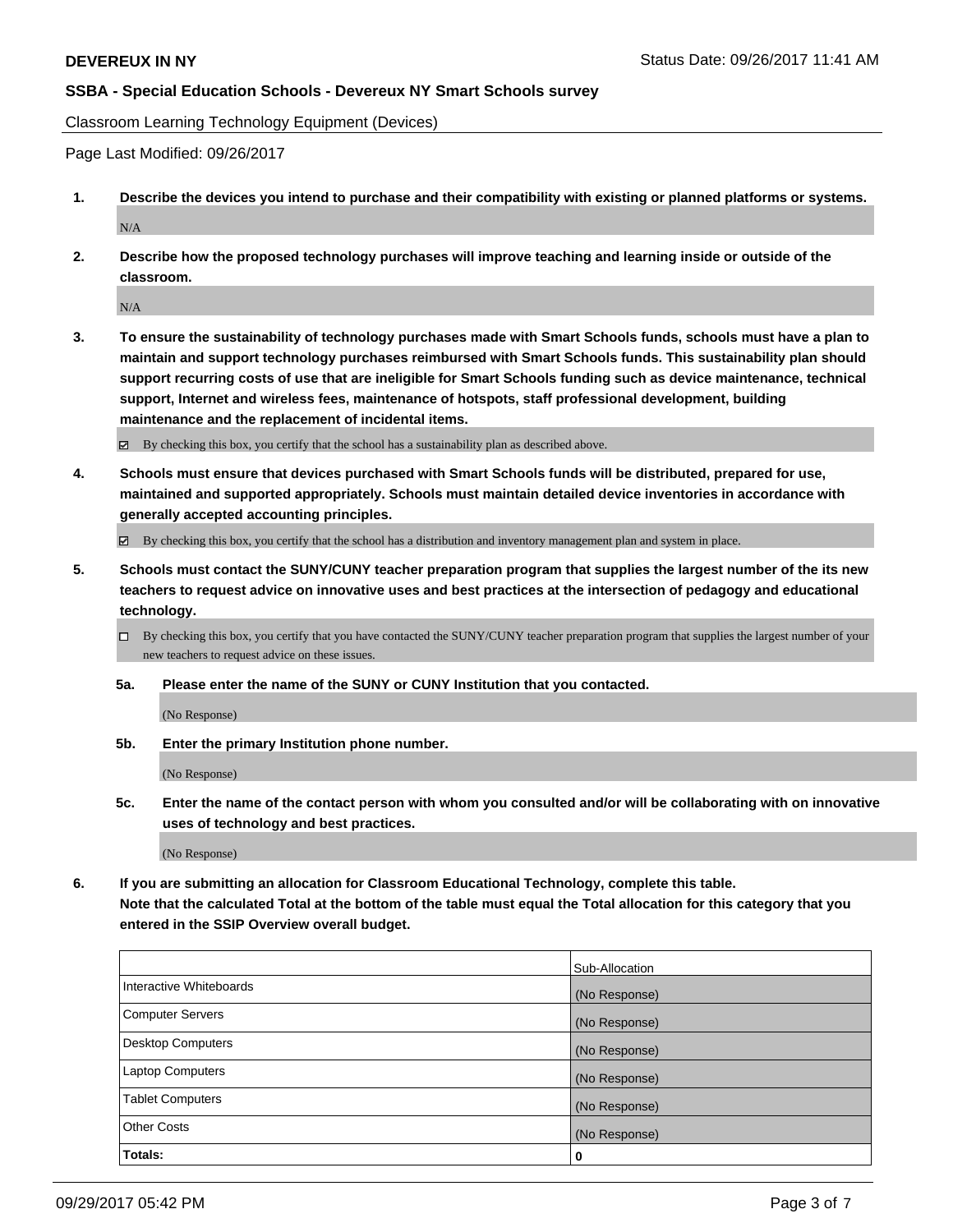Classroom Learning Technology Equipment (Devices)

Page Last Modified: 09/26/2017

**1. Describe the devices you intend to purchase and their compatibility with existing or planned platforms or systems.**

N/A

**2. Describe how the proposed technology purchases will improve teaching and learning inside or outside of the classroom.**

N/A

**3. To ensure the sustainability of technology purchases made with Smart Schools funds, schools must have a plan to maintain and support technology purchases reimbursed with Smart Schools funds. This sustainability plan should support recurring costs of use that are ineligible for Smart Schools funding such as device maintenance, technical support, Internet and wireless fees, maintenance of hotspots, staff professional development, building maintenance and the replacement of incidental items.**

☑ By checking this box, you certify that the school has a sustainability plan as described above.

**4. Schools must ensure that devices purchased with Smart Schools funds will be distributed, prepared for use, maintained and supported appropriately. Schools must maintain detailed device inventories in accordance with generally accepted accounting principles.**

☑ By checking this box, you certify that the school has a distribution and inventory management plan and system in place.

**5. Schools must contact the SUNY/CUNY teacher preparation program that supplies the largest number of the its new teachers to request advice on innovative uses and best practices at the intersection of pedagogy and educational technology.**

☐ By checking this box, you certify that you have contacted the SUNY/CUNY teacher preparation program that supplies the largest number of your new teachers to request advice on these issues.

**5a. Please enter the name of the SUNY or CUNY Institution that you contacted.**

(No Response)

**5b. Enter the primary Institution phone number.**

(No Response)

**5c. Enter the name of the contact person with whom you consulted and/or will be collaborating with on innovative uses of technology and best practices.**

(No Response)

**6. If you are submitting an allocation for Classroom Educational Technology, complete this table.**
**Note that the calculated Total at the bottom of the table must equal the Total allocation for this category that you entered in the SSIP Overview overall budget.**

| | Sub-Allocation |
|---|---|
| Interactive Whiteboards | (No Response) |
| Computer Servers | (No Response) |
| Desktop Computers | (No Response) |
| Laptop Computers | (No Response) |
| Tablet Computers | (No Response) |
| Other Costs | (No Response) |
| **Totals:** | **0** |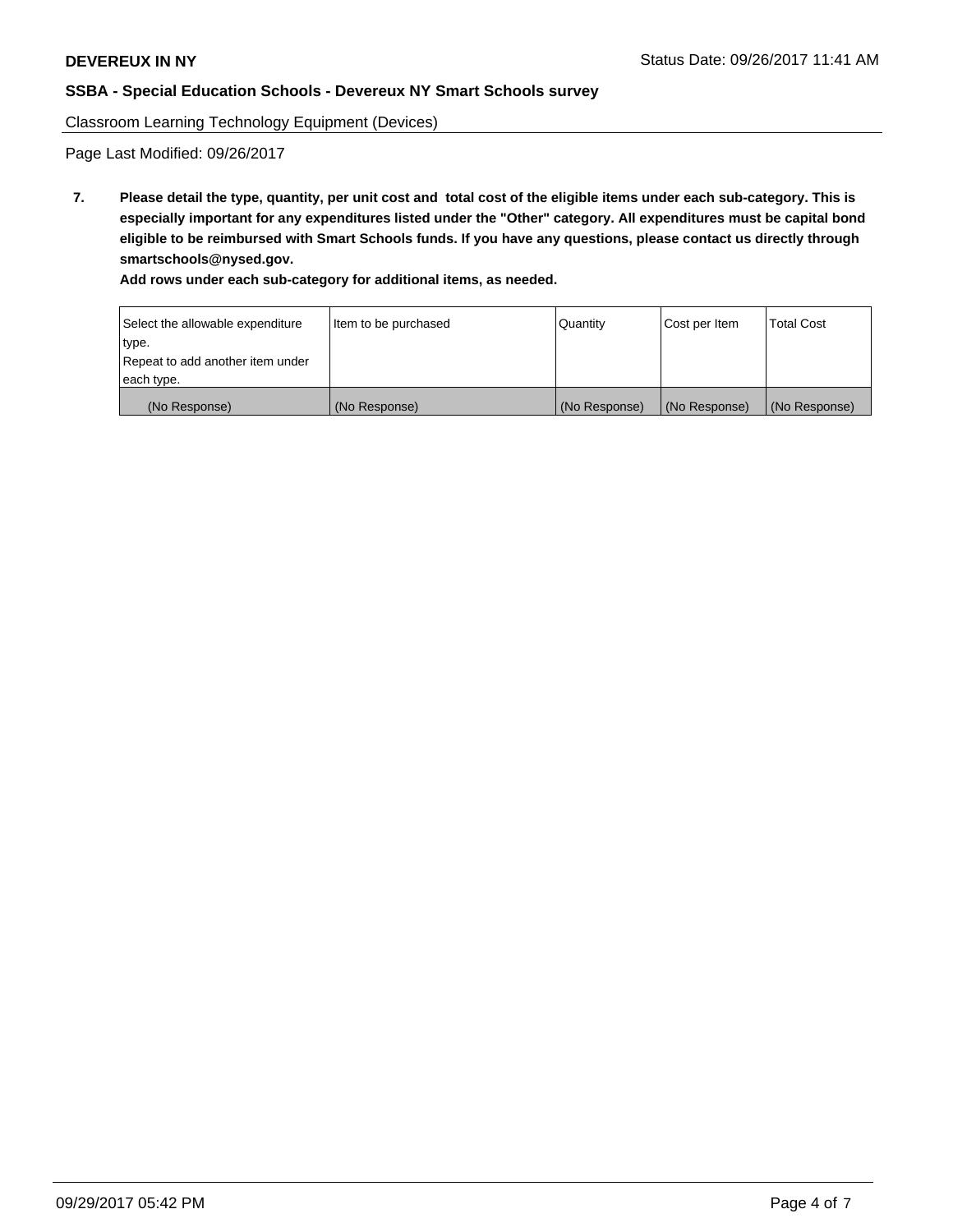Classroom Learning Technology Equipment (Devices)

Page Last Modified: 09/26/2017

**7. Please detail the type, quantity, per unit cost and total cost of the eligible items under each sub-category. This is especially important for any expenditures listed under the "Other" category. All expenditures must be capital bond eligible to be reimbursed with Smart Schools funds. If you have any questions, please contact us directly through smartschools@nysed.gov.**

**Add rows under each sub-category for additional items, as needed.**

| Select the allowable expenditure type. Repeat to add another item under each type. | Item to be purchased | Quantity | Cost per Item | Total Cost |
|---|---|---|---|---|
| (No Response) | (No Response) | (No Response) | (No Response) | (No Response) |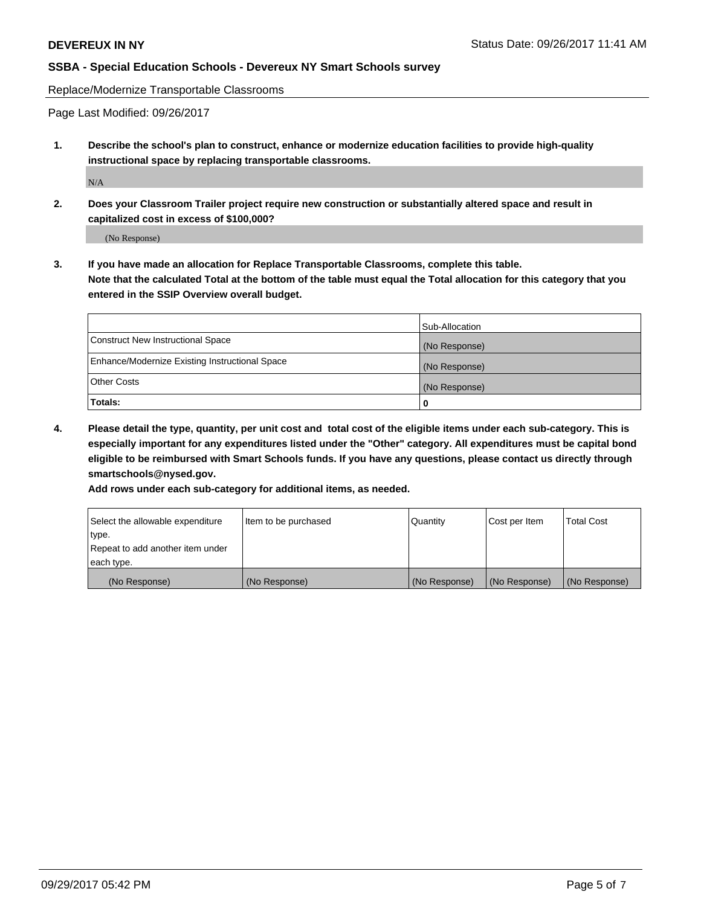Replace/Modernize Transportable Classrooms

Page Last Modified: 09/26/2017

**1. Describe the school's plan to construct, enhance or modernize education facilities to provide high-quality instructional space by replacing transportable classrooms.**

N/A

**2. Does your Classroom Trailer project require new construction or substantially altered space and result in capitalized cost in excess of $100,000?**

(No Response)

**3. If you have made an allocation for Replace Transportable Classrooms, complete this table. Note that the calculated Total at the bottom of the table must equal the Total allocation for this category that you entered in the SSIP Overview overall budget.**

| | Sub-Allocation |
|---|---|
| Construct New Instructional Space | (No Response) |
| Enhance/Modernize Existing Instructional Space | (No Response) |
| Other Costs | (No Response) |
| **Totals:** | **0** |

**4. Please detail the type, quantity, per unit cost and total cost of the eligible items under each sub-category. This is especially important for any expenditures listed under the "Other" category. All expenditures must be capital bond eligible to be reimbursed with Smart Schools funds. If you have any questions, please contact us directly through smartschools@nysed.gov.**

**Add rows under each sub-category for additional items, as needed.**

| Select the allowable expenditure type. Repeat to add another item under each type. | Item to be purchased | Quantity | Cost per Item | Total Cost |
|---|---|---|---|---|
| (No Response) | (No Response) | (No Response) | (No Response) | (No Response) |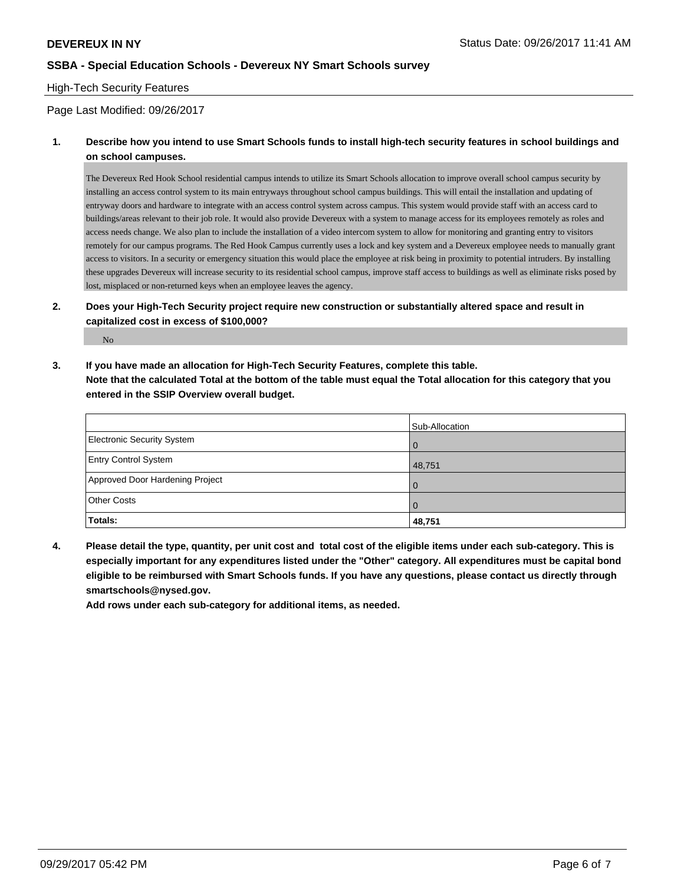**DEVEREUX IN NY** Status Date: 09/26/2017 11:41 AM

**SSBA - Special Education Schools - Devereux NY Smart Schools survey**

High-Tech Security Features

Page Last Modified: 09/26/2017

**1. Describe how you intend to use Smart Schools funds to install high-tech security features in school buildings and on school campuses.**

The Devereux Red Hook School residential campus intends to utilize its Smart Schools allocation to improve overall school campus security by installing an access control system to its main entryways throughout school campus buildings. This will entail the installation and updating of entryway doors and hardware to integrate with an access control system across campus. This system would provide staff with an access card to buildings/areas relevant to their job role. It would also provide Devereux with a system to manage access for its employees remotely as roles and access needs change. We also plan to include the installation of a video intercom system to allow for monitoring and granting entry to visitors remotely for our campus programs. The Red Hook Campus currently uses a lock and key system and a Devereux employee needs to manually grant access to visitors. In a security or emergency situation this would place the employee at risk being in proximity to potential intruders. By installing these upgrades Devereux will increase security to its residential school campus, improve staff access to buildings as well as eliminate risks posed by lost, misplaced or non-returned keys when an employee leaves the agency.

**2. Does your High-Tech Security project require new construction or substantially altered space and result in capitalized cost in excess of $100,000?**

No

**3. If you have made an allocation for High-Tech Security Features, complete this table.**
**Note that the calculated Total at the bottom of the table must equal the Total allocation for this category that you entered in the SSIP Overview overall budget.**

| | Sub-Allocation |
|---|---|
| Electronic Security System | 0 |
| Entry Control System | 48,751 |
| Approved Door Hardening Project | 0 |
| Other Costs | 0 |
| **Totals:** | **48,751** |

**4. Please detail the type, quantity, per unit cost and total cost of the eligible items under each sub-category. This is especially important for any expenditures listed under the "Other" category. All expenditures must be capital bond eligible to be reimbursed with Smart Schools funds. If you have any questions, please contact us directly through smartschools@nysed.gov.**
**Add rows under each sub-category for additional items, as needed.**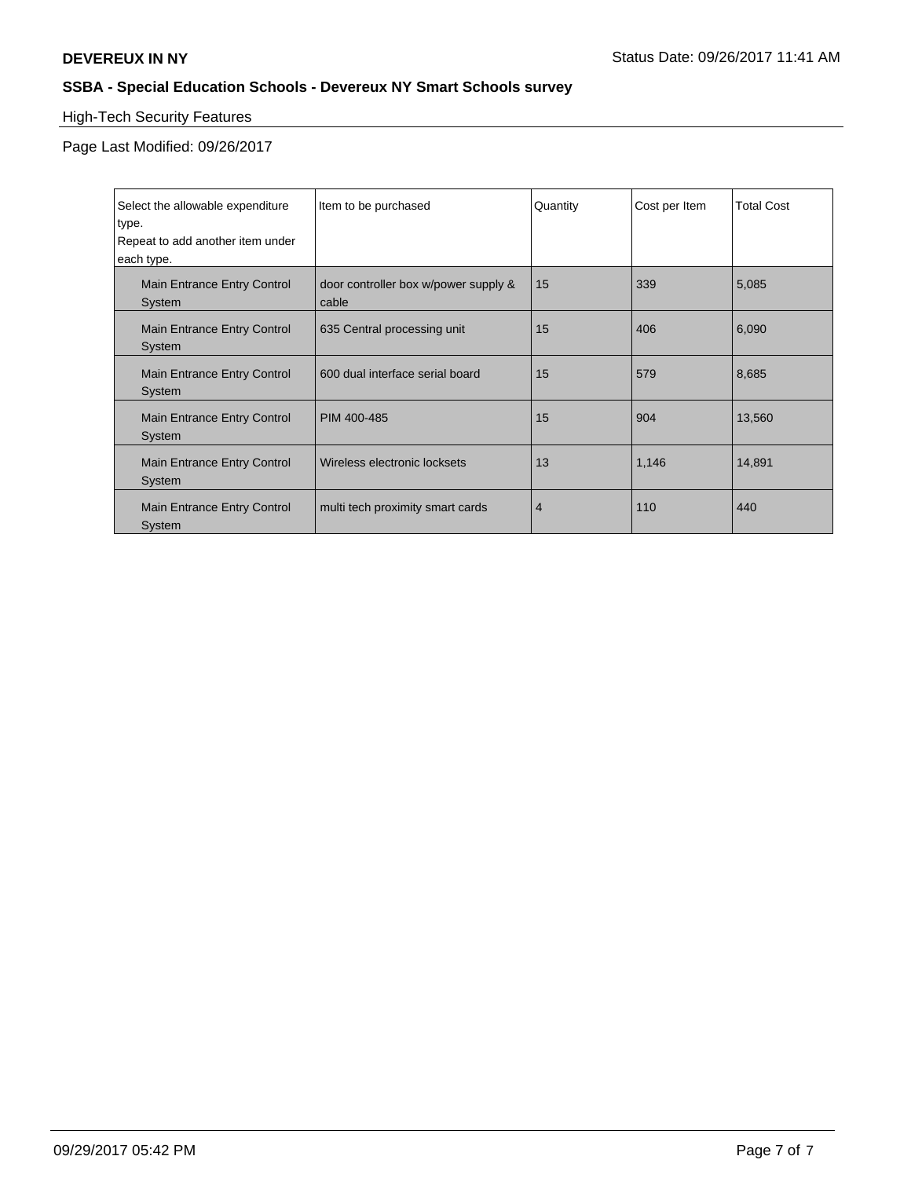**DEVEREUX IN NY** Status Date: 09/26/2017 11:41 AM

**SSBA - Special Education Schools - Devereux NY Smart Schools survey**

High-Tech Security Features

Page Last Modified: 09/26/2017

| Select the allowable expenditure type.<br>Repeat to add another item under each type. | Item to be purchased | Quantity | Cost per Item | Total Cost |
|---|---|---|---|---|
| Main Entrance Entry Control System | door controller box w/power supply & cable | 15 | 339 | 5,085 |
| Main Entrance Entry Control System | 635 Central processing unit | 15 | 406 | 6,090 |
| Main Entrance Entry Control System | 600 dual interface serial board | 15 | 579 | 8,685 |
| Main Entrance Entry Control System | PIM 400-485 | 15 | 904 | 13,560 |
| Main Entrance Entry Control System | Wireless electronic locksets | 13 | 1,146 | 14,891 |
| Main Entrance Entry Control System | multi tech proximity smart cards | 4 | 110 | 440 |